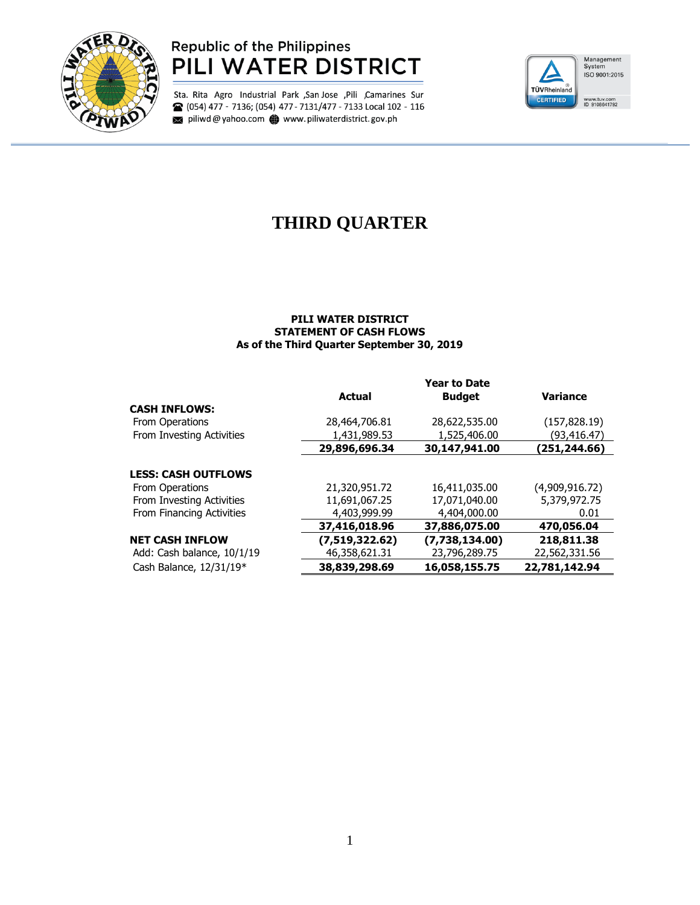Republic of the Philippines

# PILI WATER DISTRICT

Sta. Rita Agro Industrial Park ,San Jose ,Pili ,Camarines Sur
(054) 477 - 7136; (054) 477 - 7131/477 - 7133 Local 102 - 116
piliwd@yahoo.com www.piliwaterdistrict.gov.ph

Management System ISO 9001:2015
TÜVRheinland CERTIFIED
www.tuv.com ID 9108641792

# THIRD QUARTER

**PILI WATER DISTRICT**
**STATEMENT OF CASH FLOWS**
**As of the Third Quarter September 30, 2019**

| | Actual | Year to Date Budget | Variance |
|---|---|---|---|
| **CASH INFLOWS:** | | | |
| From Operations | 28,464,706.81 | 28,622,535.00 | (157,828.19) |
| From Investing Activities | 1,431,989.53 | 1,525,406.00 | (93,416.47) |
| | **29,896,696.34** | **30,147,941.00** | **(251,244.66)** |
| **LESS: CASH OUTFLOWS** | | | |
| From Operations | 21,320,951.72 | 16,411,035.00 | (4,909,916.72) |
| From Investing Activities | 11,691,067.25 | 17,071,040.00 | 5,379,972.75 |
| From Financing Activities | 4,403,999.99 | 4,404,000.00 | 0.01 |
| | **37,416,018.96** | **37,886,075.00** | **470,056.04** |
| **NET CASH INFLOW** | **(7,519,322.62)** | **(7,738,134.00)** | **218,811.38** |
| Add: Cash balance, 10/1/19 | 46,358,621.31 | 23,796,289.75 | 22,562,331.56 |
| Cash Balance, 12/31/19* | **38,839,298.69** | **16,058,155.75** | **22,781,142.94** |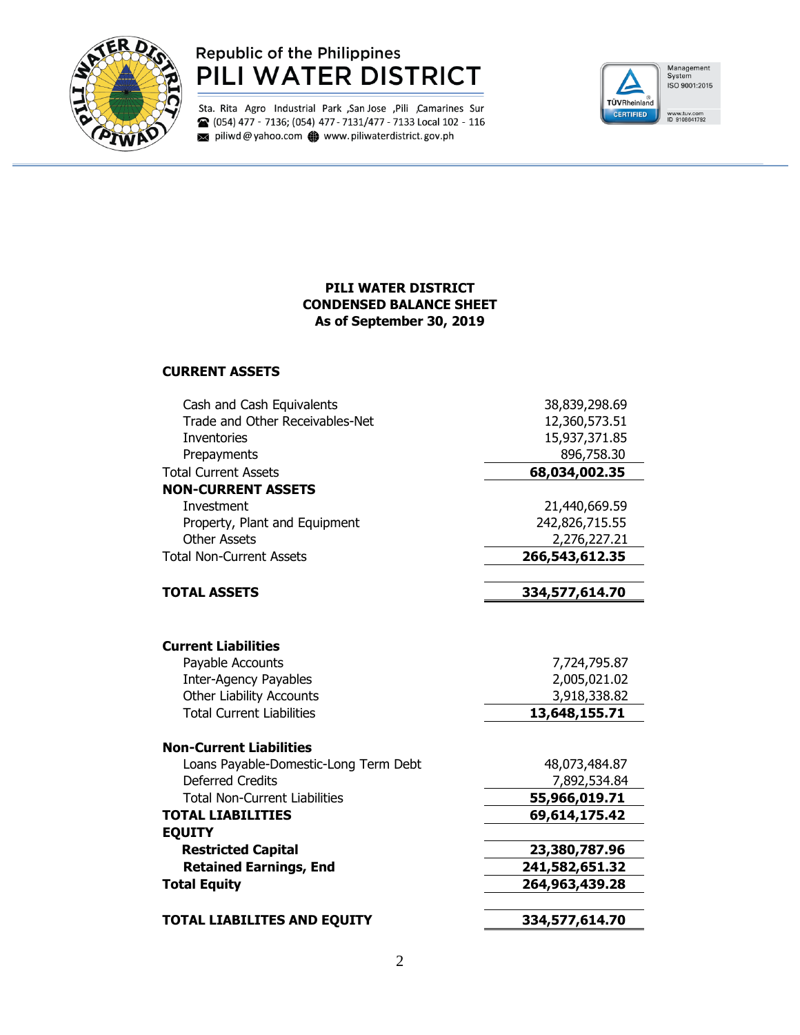Republic of the Philippines
# PILI WATER DISTRICT

Sta. Rita Agro Industrial Park ,San Jose ,Pili ,Camarines Sur
(054) 477 - 7136; (054) 477 - 7131/477 - 7133 Local 102 - 116
piliwd@yahoo.com www.piliwaterdistrict.gov.ph

## PILI WATER DISTRICT
## CONDENSED BALANCE SHEET
## As of September 30, 2019

| | |
|---|---|
| **CURRENT ASSETS** | |
| Cash and Cash Equivalents | 38,839,298.69 |
| Trade and Other Receivables-Net | 12,360,573.51 |
| Inventories | 15,937,371.85 |
| Prepayments | 896,758.30 |
| Total Current Assets | **68,034,002.35** |
| **NON-CURRENT ASSETS** | |
| Investment | 21,440,669.59 |
| Property, Plant and Equipment | 242,826,715.55 |
| Other Assets | 2,276,227.21 |
| Total Non-Current Assets | **266,543,612.35** |
| **TOTAL ASSETS** | **334,577,614.70** |
| | |
| **Current Liabilities** | |
| Payable Accounts | 7,724,795.87 |
| Inter-Agency Payables | 2,005,021.02 |
| Other Liability Accounts | 3,918,338.82 |
| Total Current Liabilities | **13,648,155.71** |
| **Non-Current Liabilities** | |
| Loans Payable-Domestic-Long Term Debt | 48,073,484.87 |
| Deferred Credits | 7,892,534.84 |
| Total Non-Current Liabilities | **55,966,019.71** |
| **TOTAL LIABILITIES** | **69,614,175.42** |
| **EQUITY** | |
| **Restricted Capital** | **23,380,787.96** |
| **Retained Earnings, End** | **241,582,651.32** |
| **Total Equity** | **264,963,439.28** |
| **TOTAL LIABILITES AND EQUITY** | **334,577,614.70** |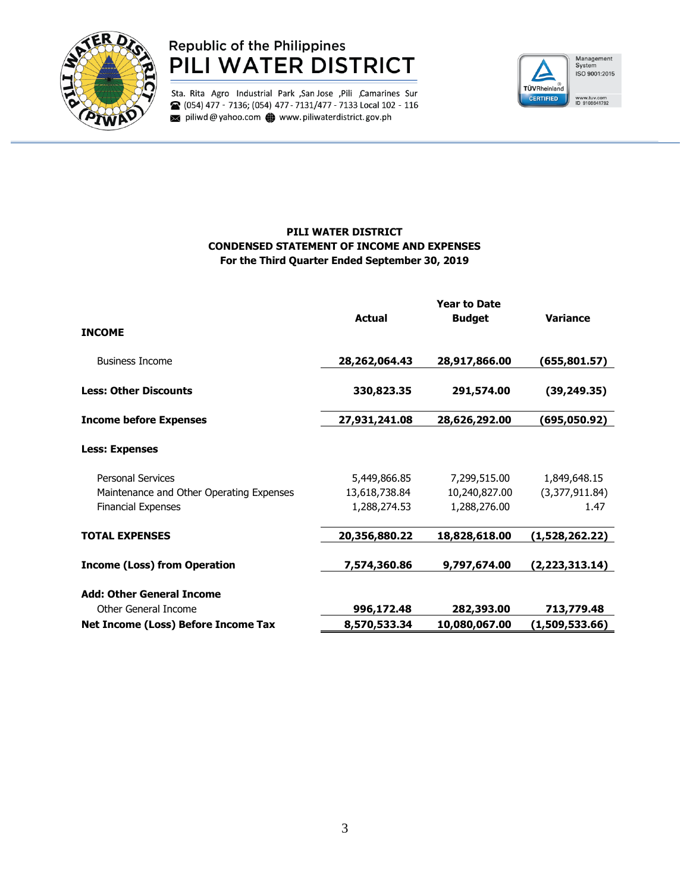Republic of the Philippines
PILI WATER DISTRICT

Sta. Rita Agro Industrial Park ,San Jose ,Pili ,Camarines Sur
(054) 477 - 7136; (054) 477 - 7131/477 - 7133 Local 102 - 116
piliwd@yahoo.com www.piliwaterdistrict.gov.ph

Management System ISO 9001:2015
TÜVRheinland CERTIFIED
www.tuv.com ID 9108641792

**PILI WATER DISTRICT**
**CONDENSED STATEMENT OF INCOME AND EXPENSES**
**For the Third Quarter Ended September 30, 2019**

| | | Year to Date | |
|---|---|---|---|
| | **Actual** | **Budget** | **Variance** |
| **INCOME** | | | |
| Business Income | **28,262,064.43** | **28,917,866.00** | **(655,801.57)** |
| **Less: Other Discounts** | **330,823.35** | **291,574.00** | **(39,249.35)** |
| **Income before Expenses** | **27,931,241.08** | **28,626,292.00** | **(695,050.92)** |
| **Less: Expenses** | | | |
| Personal Services | 5,449,866.85 | 7,299,515.00 | 1,849,648.15 |
| Maintenance and Other Operating Expenses | 13,618,738.84 | 10,240,827.00 | (3,377,911.84) |
| Financial Expenses | 1,288,274.53 | 1,288,276.00 | 1.47 |
| **TOTAL EXPENSES** | **20,356,880.22** | **18,828,618.00** | **(1,528,262.22)** |
| **Income (Loss) from Operation** | **7,574,360.86** | **9,797,674.00** | **(2,223,313.14)** |
| **Add: Other General Income** | | | |
| Other General Income | **996,172.48** | **282,393.00** | **713,779.48** |
| **Net Income (Loss) Before Income Tax** | **8,570,533.34** | **10,080,067.00** | **(1,509,533.66)** |